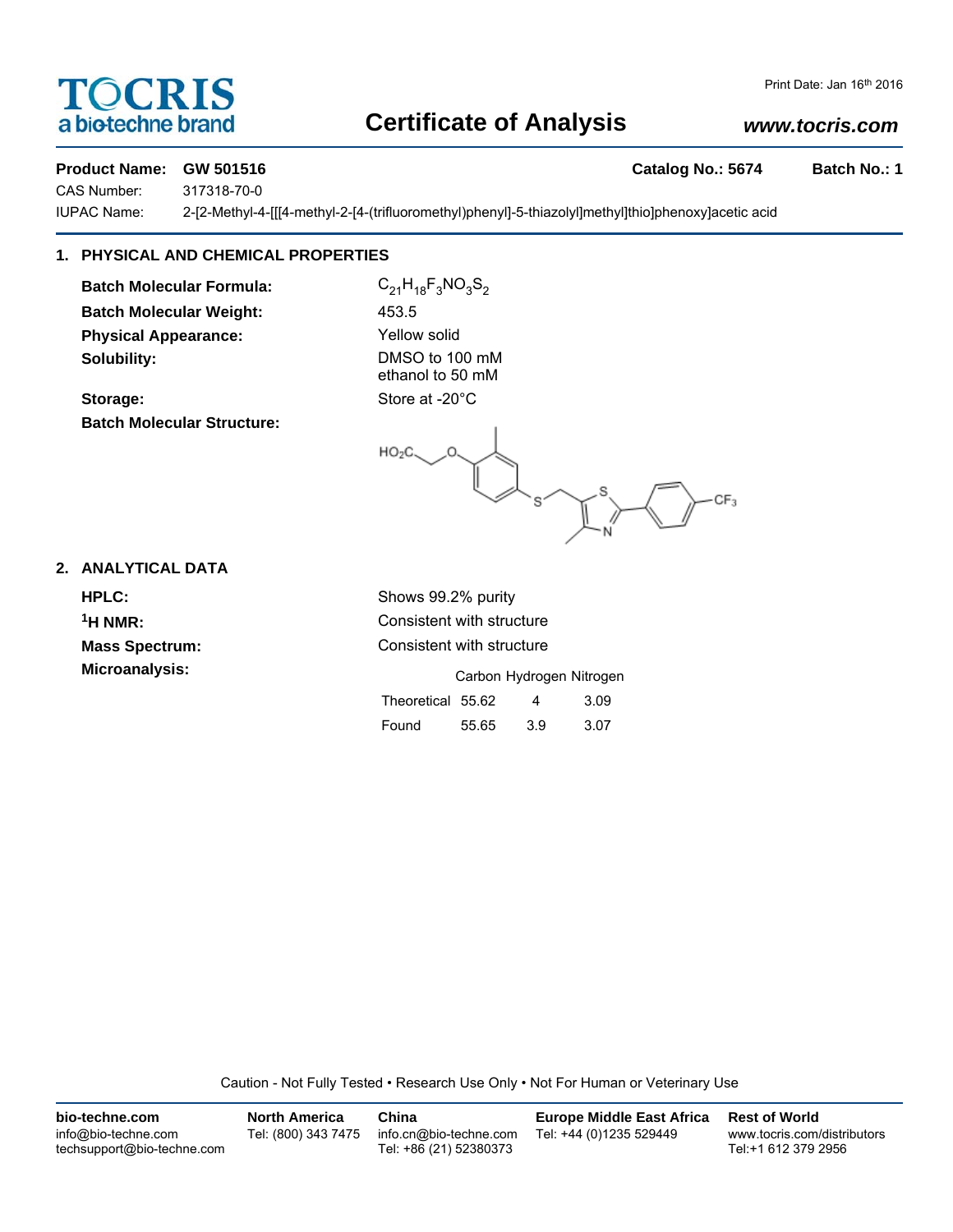**TOCRIS**
a biotechne brand

Print Date: Jan 16th 2016

# Certificate of Analysis

*www.tocris.com*

**Product Name: GW 501516** **Catalog No.: 5674** **Batch No.: 1**

CAS Number: 317318-70-0

IUPAC Name: 2-[2-Methyl-4-[[[4-methyl-2-[4-(trifluoromethyl)phenyl]-5-thiazolyl]methyl]thio]phenoxy]acetic acid

## 1. PHYSICAL AND CHEMICAL PROPERTIES

**Batch Molecular Formula:** $C_{21}H_{18}F_3NO_3S_2$

**Batch Molecular Weight:** 453.5

**Physical Appearance:** Yellow solid

**Solubility:** DMSO to 100 mM
ethanol to 50 mM

**Storage:** Store at -20°C

**Batch Molecular Structure:**

## 2. ANALYTICAL DATA

**HPLC:** Shows 99.2% purity

**$^1$H NMR:** Consistent with structure

**Mass Spectrum:** Consistent with structure

**Microanalysis:**

| | Carbon | Hydrogen | Nitrogen |
|---|---|---|---|
| Theoretical | 55.62 | 4 | 3.09 |
| Found | 55.65 | 3.9 | 3.07 |

Caution - Not Fully Tested • Research Use Only • Not For Human or Veterinary Use

**bio-techne.com**
info@bio-techne.com
techsupport@bio-techne.com

**North America**
Tel: (800) 343 7475

**China**
info.cn@bio-techne.com
Tel: +86 (21) 52380373

**Europe Middle East Africa**
Tel: +44 (0)1235 529449

**Rest of World**
www.tocris.com/distributors
Tel:+1 612 379 2956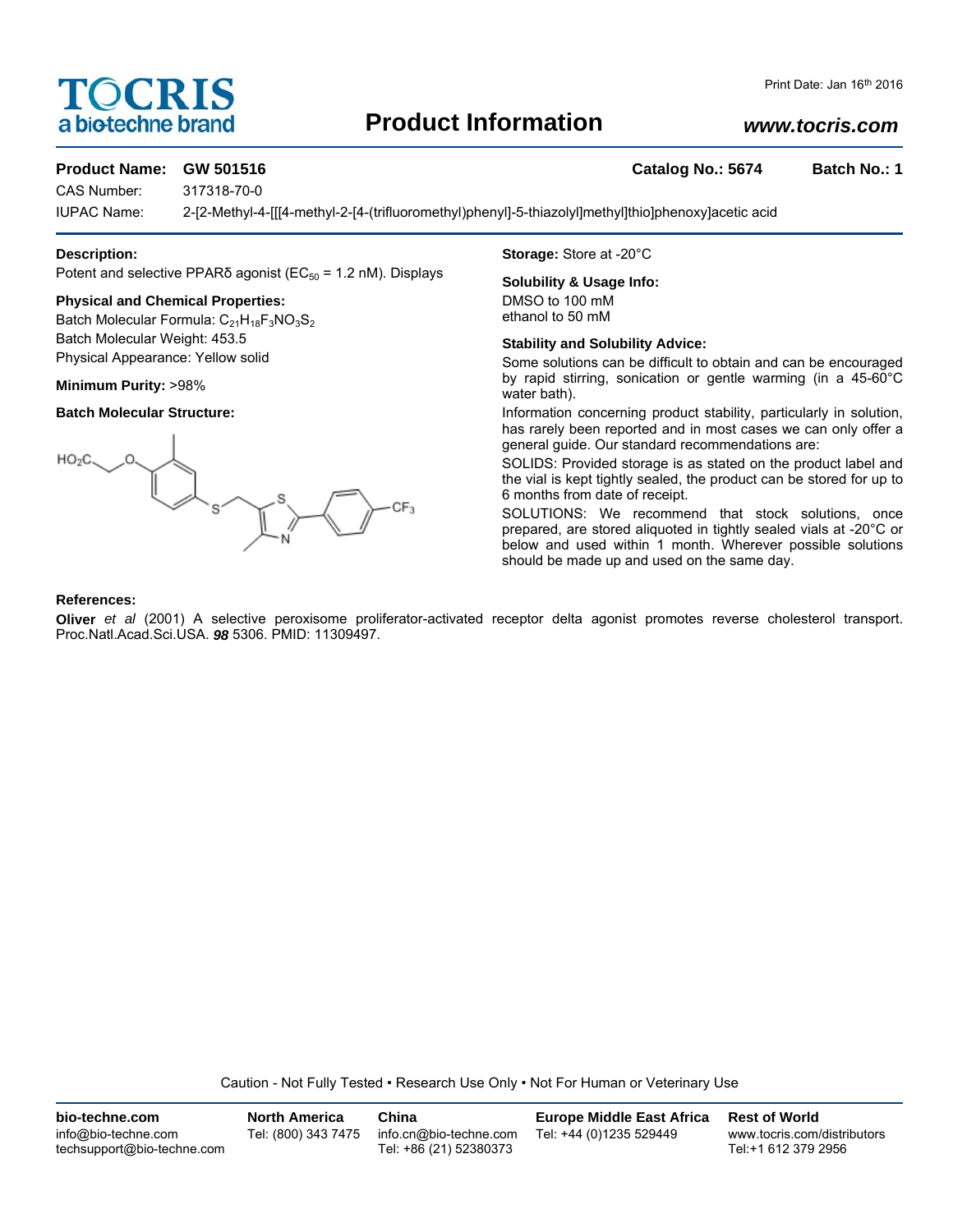# Product Information

Print Date: Jan 16th 2016

www.tocris.com

**Product Name:** **GW 501516** **Catalog No.: 5674** **Batch No.: 1**

CAS Number: 317318-70-0

IUPAC Name: 2-[2-Methyl-4-[[[4-methyl-2-[4-(trifluoromethyl)phenyl]-5-thiazolyl]methyl]thio]phenoxy]acetic acid

**Description:**

Potent and selective PPARδ agonist ($EC_{50}$ = 1.2 nM). Displays

**Physical and Chemical Properties:**

Batch Molecular Formula: $C_{21}H_{18}F_3NO_3S_2$

Batch Molecular Weight: 453.5

Physical Appearance: Yellow solid

**Minimum Purity:** >98%

**Batch Molecular Structure:**

HO2C O S S N CF3

**Storage:** Store at -20°C

**Solubility & Usage Info:**

DMSO to 100 mM

ethanol to 50 mM

**Stability and Solubility Advice:**

Some solutions can be difficult to obtain and can be encouraged by rapid stirring, sonication or gentle warming (in a 45-60°C water bath).

Information concerning product stability, particularly in solution, has rarely been reported and in most cases we can only offer a general guide. Our standard recommendations are:

SOLIDS: Provided storage is as stated on the product label and the vial is kept tightly sealed, the product can be stored for up to 6 months from date of receipt.

SOLUTIONS: We recommend that stock solutions, once prepared, are stored aliquoted in tightly sealed vials at -20°C or below and used within 1 month. Wherever possible solutions should be made up and used on the same day.

**References:**

**Oliver** *et al* (2001) A selective peroxisome proliferator-activated receptor delta agonist promotes reverse cholesterol transport. Proc.Natl.Acad.Sci.USA. ***98*** 5306. PMID: 11309497.

Caution - Not Fully Tested • Research Use Only • Not For Human or Veterinary Use

| **bio-techne.com** | **North America** | **China** | **Europe Middle East Africa** | **Rest of World** |
| --- | --- | --- | --- | --- |
| info@bio-techne.com<br>techsupport@bio-techne.com | Tel: (800) 343 7475 | info.cn@bio-techne.com<br>Tel: +86 (21) 52380373 | Tel: +44 (0)1235 529449 | www.tocris.com/distributors<br>Tel:+1 612 379 2956 |